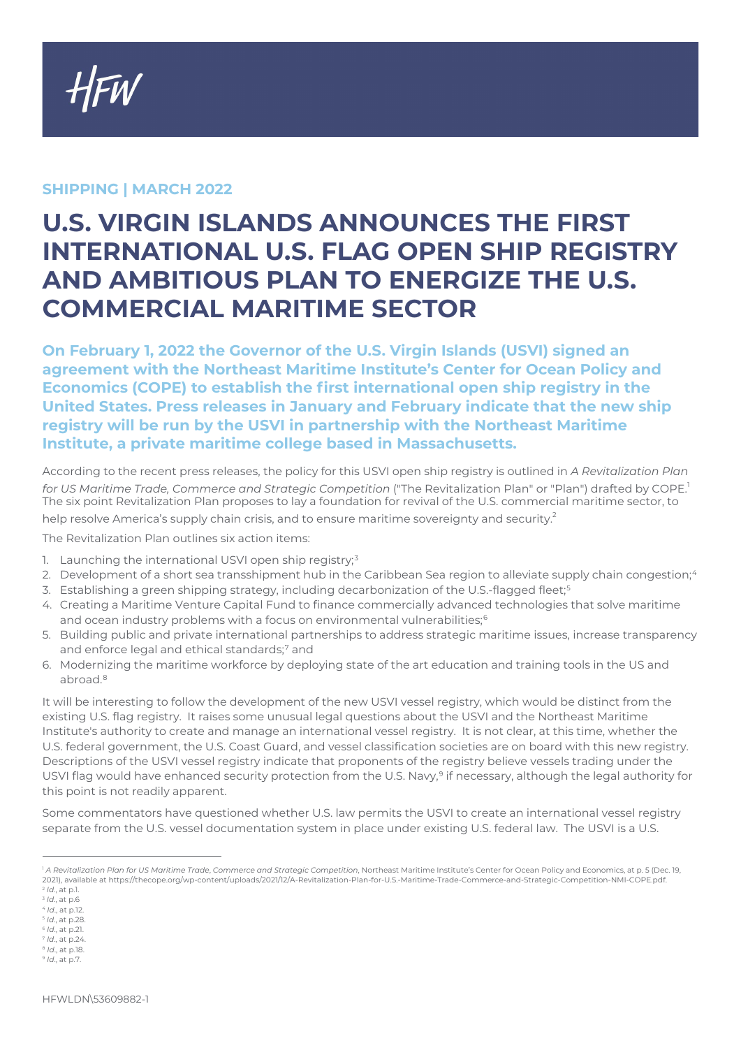SHIPPING | MARCH 2022

# U.S. VIRGIN ISLANDS ANNOUNCES THE FIRST INTERNATIONAL U.S. FLAG OPEN SHIP REGISTRY AND AMBITIOUS PLAN TO ENERGIZE THE U.S. COMMERCIAL MARITIME SECTOR

**On February 1, 2022 the Governor of the U.S. Virgin Islands (USVI) signed an agreement with the Northeast Maritime Institute's Center for Ocean Policy and Economics (COPE) to establish the first international open ship registry in the United States. Press releases in January and February indicate that the new ship registry will be run by the USVI in partnership with the Northeast Maritime Institute, a private maritime college based in Massachusetts.**

According to the recent press releases, the policy for this USVI open ship registry is outlined in *A Revitalization Plan for US Maritime Trade, Commerce and Strategic Competition* ("The Revitalization Plan" or "Plan") drafted by COPE.[1] The six point Revitalization Plan proposes to lay a foundation for revival of the U.S. commercial maritime sector, to help resolve America's supply chain crisis, and to ensure maritime sovereignty and security.[2]

The Revitalization Plan outlines six action items:

1. Launching the international USVI open ship registry;[3]
2. Development of a short sea transshipment hub in the Caribbean Sea region to alleviate supply chain congestion;[4]
3. Establishing a green shipping strategy, including decarbonization of the U.S.-flagged fleet;[5]
4. Creating a Maritime Venture Capital Fund to finance commercially advanced technologies that solve maritime and ocean industry problems with a focus on environmental vulnerabilities;[6]
5. Building public and private international partnerships to address strategic maritime issues, increase transparency and enforce legal and ethical standards;[7] and
6. Modernizing the maritime workforce by deploying state of the art education and training tools in the US and abroad.[8]

It will be interesting to follow the development of the new USVI vessel registry, which would be distinct from the existing U.S. flag registry. It raises some unusual legal questions about the USVI and the Northeast Maritime Institute's authority to create and manage an international vessel registry. It is not clear, at this time, whether the U.S. federal government, the U.S. Coast Guard, and vessel classification societies are on board with this new registry. Descriptions of the USVI vessel registry indicate that proponents of the registry believe vessels trading under the USVI flag would have enhanced security protection from the U.S. Navy,[9] if necessary, although the legal authority for this point is not readily apparent.

Some commentators have questioned whether U.S. law permits the USVI to create an international vessel registry separate from the U.S. vessel documentation system in place under existing U.S. federal law. The USVI is a U.S.

---

[1] *A Revitalization Plan for US Maritime Trade, Commerce and Strategic Competition*, Northeast Maritime Institute's Center for Ocean Policy and Economics, at p. 5 (Dec. 19, 2021), available at https://thecope.org/wp-content/uploads/2021/12/A-Revitalization-Plan-for-U.S.-Maritime-Trade-Commerce-and-Strategic-Competition-NMI-COPE.pdf.
[2] *Id.*, at p.1.
[3] *Id.*, at p.6
[4] *Id.*, at p.12.
[5] *Id.*, at p.28.
[6] *Id.*, at p.21.
[7] *Id.*, at p.24.
[8] *Id.*, at p.18.
[9] *Id.*, at p.7.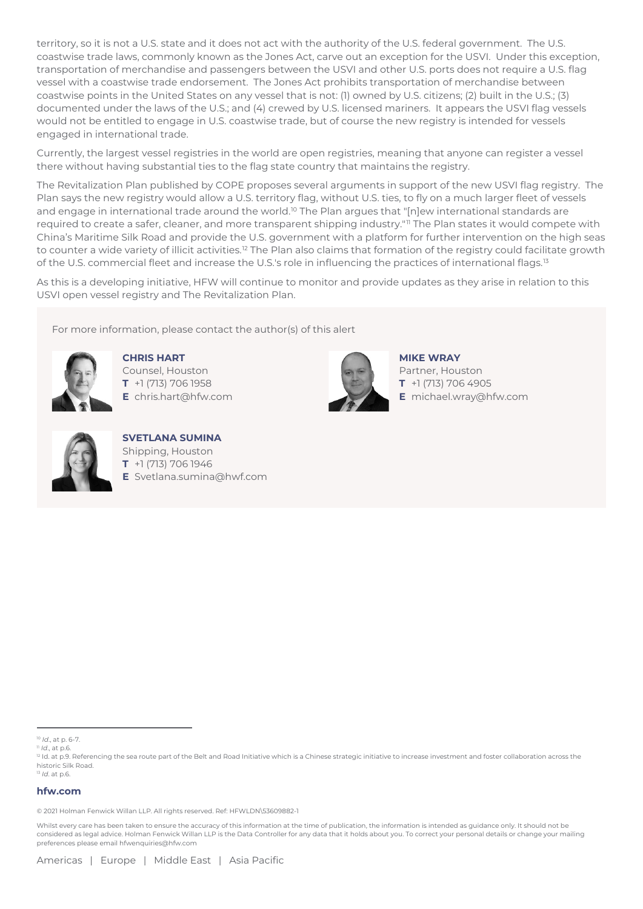territory, so it is not a U.S. state and it does not act with the authority of the U.S. federal government. The U.S. coastwise trade laws, commonly known as the Jones Act, carve out an exception for the USVI. Under this exception, transportation of merchandise and passengers between the USVI and other U.S. ports does not require a U.S. flag vessel with a coastwise trade endorsement. The Jones Act prohibits transportation of merchandise between coastwise points in the United States on any vessel that is not: (1) owned by U.S. citizens; (2) built in the U.S.; (3) documented under the laws of the U.S.; and (4) crewed by U.S. licensed mariners. It appears the USVI flag vessels would not be entitled to engage in U.S. coastwise trade, but of course the new registry is intended for vessels engaged in international trade.

Currently, the largest vessel registries in the world are open registries, meaning that anyone can register a vessel there without having substantial ties to the flag state country that maintains the registry.

The Revitalization Plan published by COPE proposes several arguments in support of the new USVI flag registry. The Plan says the new registry would allow a U.S. territory flag, without U.S. ties, to fly on a much larger fleet of vessels and engage in international trade around the world.[10] The Plan argues that "[n]ew international standards are required to create a safer, cleaner, and more transparent shipping industry."[11] The Plan states it would compete with China's Maritime Silk Road and provide the U.S. government with a platform for further intervention on the high seas to counter a wide variety of illicit activities.[12] The Plan also claims that formation of the registry could facilitate growth of the U.S. commercial fleet and increase the U.S.'s role in influencing the practices of international flags.[13]

As this is a developing initiative, HFW will continue to monitor and provide updates as they arise in relation to this USVI open vessel registry and The Revitalization Plan.

For more information, please contact the author(s) of this alert

**CHRIS HART**
Counsel, Houston
**T** +1 (713) 706 1958
**E** chris.hart@hfw.com

**MIKE WRAY**
Partner, Houston
**T** +1 (713) 706 4905
**E** michael.wray@hfw.com

**SVETLANA SUMINA**
Shipping, Houston
**T** +1 (713) 706 1946
**E** Svetlana.sumina@hwf.com

---

[10] *Id.*, at p. 6-7.
[11] *Id.*, at p.6.
[12] Id. at p.9. Referencing the sea route part of the Belt and Road Initiative which is a Chinese strategic initiative to increase investment and foster collaboration across the historic Silk Road.
[13] *Id*. at p.6.

**hfw.com**

© 2021 Holman Fenwick Willan LLP. All rights reserved. Ref: HFWLDN\53609882-1

Whilst every care has been taken to ensure the accuracy of this information at the time of publication, the information is intended as guidance only. It should not be considered as legal advice. Holman Fenwick Willan LLP is the Data Controller for any data that it holds about you. To correct your personal details or change your mailing preferences please email hfwenquiries@hfw.com

Americas | Europe | Middle East | Asia Pacific